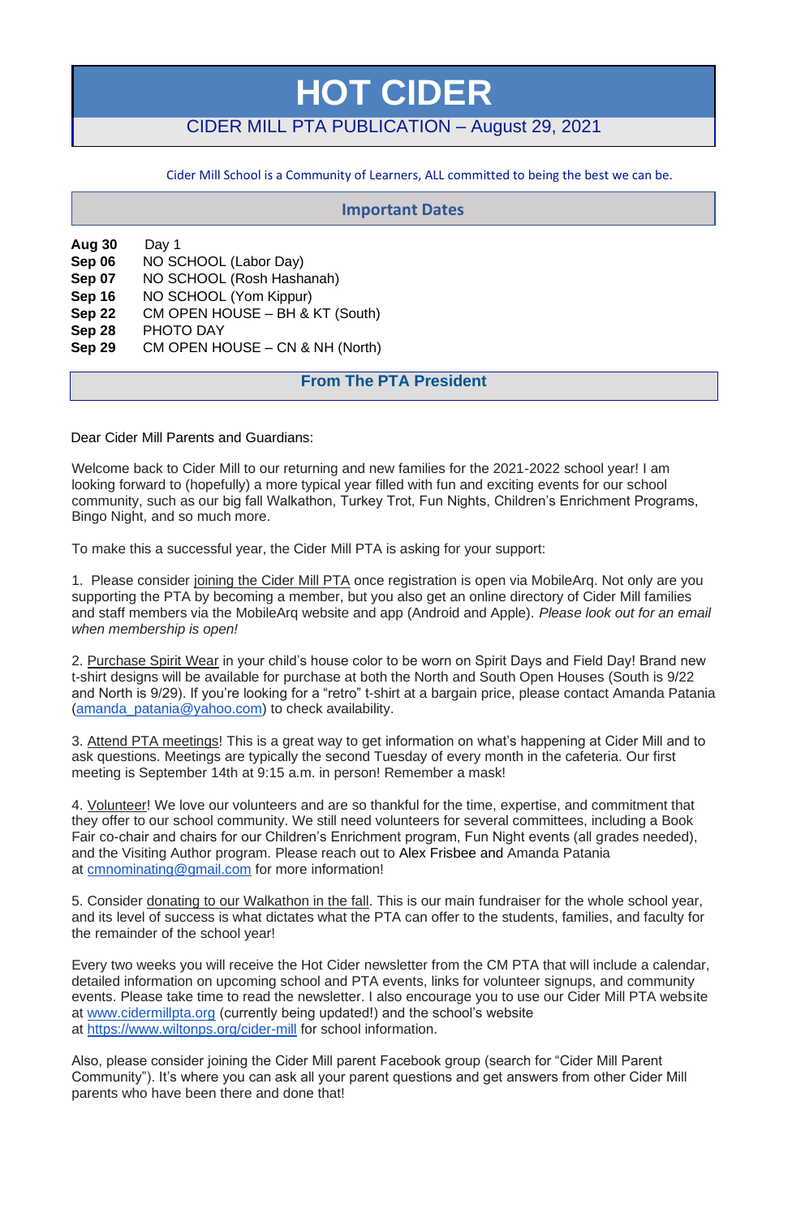# HOT CIDER

## CIDER MILL PTA PUBLICATION – August 29, 2021

Cider Mill School is a Community of Learners, ALL committed to being the best we can be.

## Important Dates

**Aug 30** Day 1
**Sep 06** NO SCHOOL (Labor Day)
**Sep 07** NO SCHOOL (Rosh Hashanah)
**Sep 16** NO SCHOOL (Yom Kippur)
**Sep 22** CM OPEN HOUSE – BH & KT (South)
**Sep 28** PHOTO DAY
**Sep 29** CM OPEN HOUSE – CN & NH (North)

## From The PTA President

Dear Cider Mill Parents and Guardians:

Welcome back to Cider Mill to our returning and new families for the 2021-2022 school year! I am looking forward to (hopefully) a more typical year filled with fun and exciting events for our school community, such as our big fall Walkathon, Turkey Trot, Fun Nights, Children's Enrichment Programs, Bingo Night, and so much more.

To make this a successful year, the Cider Mill PTA is asking for your support:

1. Please consider joining the Cider Mill PTA once registration is open via MobileArq. Not only are you supporting the PTA by becoming a member, but you also get an online directory of Cider Mill families and staff members via the MobileArq website and app (Android and Apple). *Please look out for an email when membership is open!*

2. Purchase Spirit Wear in your child's house color to be worn on Spirit Days and Field Day! Brand new t-shirt designs will be available for purchase at both the North and South Open Houses (South is 9/22 and North is 9/29). If you're looking for a "retro" t-shirt at a bargain price, please contact Amanda Patania (amanda_patania@yahoo.com) to check availability.

3. Attend PTA meetings! This is a great way to get information on what's happening at Cider Mill and to ask questions. Meetings are typically the second Tuesday of every month in the cafeteria. Our first meeting is September 14th at 9:15 a.m. in person! Remember a mask!

4. Volunteer! We love our volunteers and are so thankful for the time, expertise, and commitment that they offer to our school community. We still need volunteers for several committees, including a Book Fair co-chair and chairs for our Children's Enrichment program, Fun Night events (all grades needed), and the Visiting Author program. Please reach out to Alex Frisbee and Amanda Patania at cmnominating@gmail.com for more information!

5. Consider donating to our Walkathon in the fall. This is our main fundraiser for the whole school year, and its level of success is what dictates what the PTA can offer to the students, families, and faculty for the remainder of the school year!

Every two weeks you will receive the Hot Cider newsletter from the CM PTA that will include a calendar, detailed information on upcoming school and PTA events, links for volunteer signups, and community events. Please take time to read the newsletter. I also encourage you to use our Cider Mill PTA website at www.cidermillpta.org (currently being updated!) and the school's website at https://www.wiltonps.org/cider-mill for school information.

Also, please consider joining the Cider Mill parent Facebook group (search for "Cider Mill Parent Community"). It's where you can ask all your parent questions and get answers from other Cider Mill parents who have been there and done that!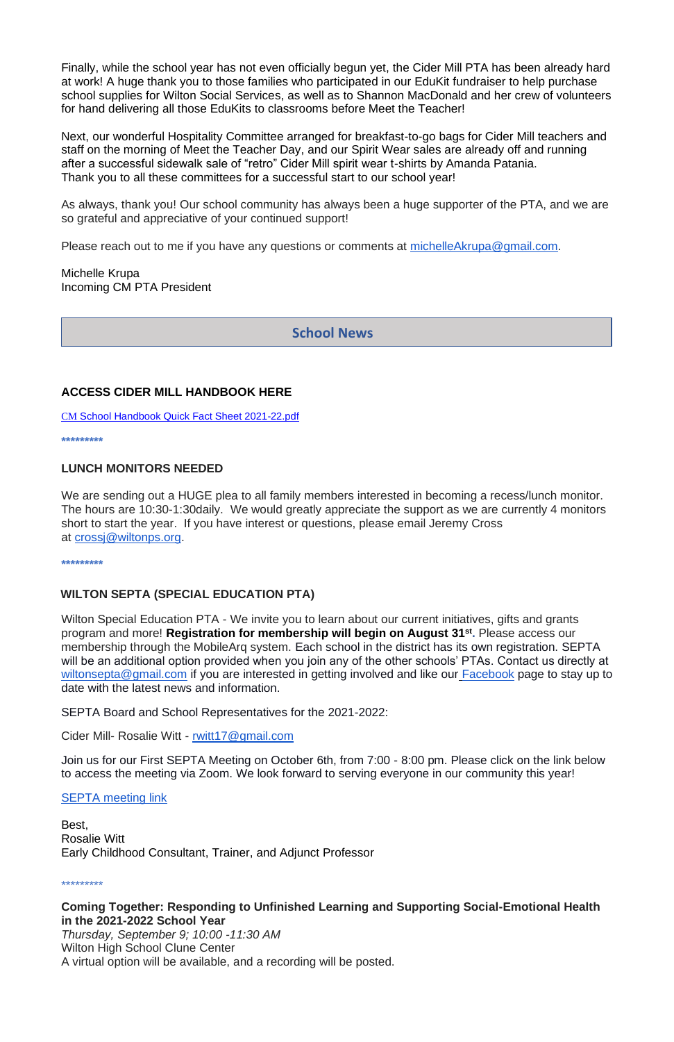Finally, while the school year has not even officially begun yet, the Cider Mill PTA has been already hard at work! A huge thank you to those families who participated in our EduKit fundraiser to help purchase school supplies for Wilton Social Services, as well as to Shannon MacDonald and her crew of volunteers for hand delivering all those EduKits to classrooms before Meet the Teacher!

Next, our wonderful Hospitality Committee arranged for breakfast-to-go bags for Cider Mill teachers and staff on the morning of Meet the Teacher Day, and our Spirit Wear sales are already off and running after a successful sidewalk sale of "retro" Cider Mill spirit wear t-shirts by Amanda Patania.
Thank you to all these committees for a successful start to our school year!

As always, thank you! Our school community has always been a huge supporter of the PTA, and we are so grateful and appreciative of your continued support!

Please reach out to me if you have any questions or comments at michelleAkrupa@gmail.com.

Michelle Krupa
Incoming CM PTA President

## School News

### ACCESS CIDER MILL HANDBOOK HERE

CM School Handbook Quick Fact Sheet 2021-22.pdf

*********

### LUNCH MONITORS NEEDED

We are sending out a HUGE plea to all family members interested in becoming a recess/lunch monitor. The hours are 10:30-1:30daily. We would greatly appreciate the support as we are currently 4 monitors short to start the year. If you have interest or questions, please email Jeremy Cross at crossj@wiltonps.org.

*********

### WILTON SEPTA (SPECIAL EDUCATION PTA)

Wilton Special Education PTA - We invite you to learn about our current initiatives, gifts and grants program and more! **Registration for membership will begin on August 31st.** Please access our membership through the MobileArq system. Each school in the district has its own registration. SEPTA will be an additional option provided when you join any of the other schools' PTAs. Contact us directly at wiltonsepta@gmail.com if you are interested in getting involved and like our Facebook page to stay up to date with the latest news and information.

SEPTA Board and School Representatives for the 2021-2022:

Cider Mill- Rosalie Witt - rwitt17@gmail.com

Join us for our First SEPTA Meeting on October 6th, from 7:00 - 8:00 pm. Please click on the link below to access the meeting via Zoom. We look forward to serving everyone in our community this year!

SEPTA meeting link

Best,
Rosalie Witt
Early Childhood Consultant, Trainer, and Adjunct Professor

*********

**Coming Together: Responding to Unfinished Learning and Supporting Social-Emotional Health in the 2021-2022 School Year**
*Thursday, September 9; 10:00 -11:30 AM*
Wilton High School Clune Center
A virtual option will be available, and a recording will be posted.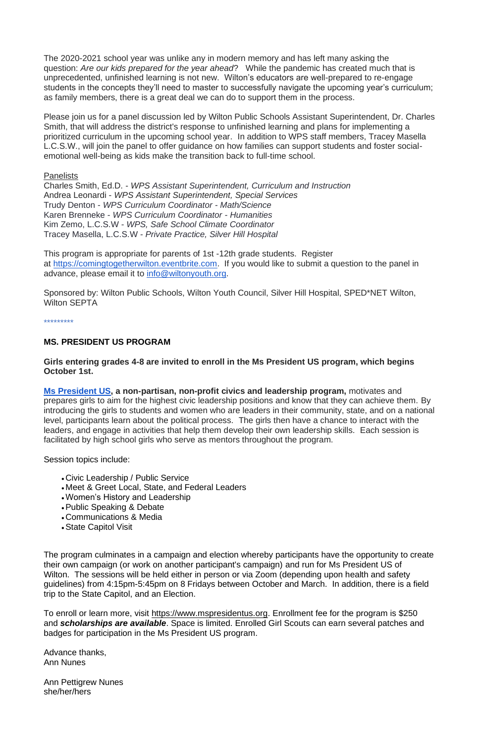The 2020-2021 school year was unlike any in modern memory and has left many asking the question: *Are our kids prepared for the year ahead*? While the pandemic has created much that is unprecedented, unfinished learning is not new. Wilton's educators are well-prepared to re-engage students in the concepts they'll need to master to successfully navigate the upcoming year's curriculum; as family members, there is a great deal we can do to support them in the process.

Please join us for a panel discussion led by Wilton Public Schools Assistant Superintendent, Dr. Charles Smith, that will address the district's response to unfinished learning and plans for implementing a prioritized curriculum in the upcoming school year. In addition to WPS staff members, Tracey Masella L.C.S.W., will join the panel to offer guidance on how families can support students and foster social-emotional well-being as kids make the transition back to full-time school.

Panelists
Charles Smith, Ed.D. - *WPS Assistant Superintendent, Curriculum and Instruction*
Andrea Leonardi - *WPS Assistant Superintendent, Special Services*
Trudy Denton - *WPS Curriculum Coordinator - Math/Science*
Karen Brenneke - *WPS Curriculum Coordinator - Humanities*
Kim Zemo, L.C.S.W - *WPS, Safe School Climate Coordinator*
Tracey Masella, L.C.S.W - *Private Practice, Silver Hill Hospital*

This program is appropriate for parents of 1st -12th grade students. Register at https://comingtogetherwilton.eventbrite.com. If you would like to submit a question to the panel in advance, please email it to info@wiltonyouth.org.

Sponsored by: Wilton Public Schools, Wilton Youth Council, Silver Hill Hospital, SPED*NET Wilton, Wilton SEPTA

*********

**MS. PRESIDENT US PROGRAM**

**Girls entering grades 4-8 are invited to enroll in the Ms President US program, which begins October 1st.**

**Ms President US, a non-partisan, non-profit civics and leadership program,** motivates and prepares girls to aim for the highest civic leadership positions and know that they can achieve them. By introducing the girls to students and women who are leaders in their community, state, and on a national level, participants learn about the political process. The girls then have a chance to interact with the leaders, and engage in activities that help them develop their own leadership skills. Each session is facilitated by high school girls who serve as mentors throughout the program.

Session topics include:

- Civic Leadership / Public Service
- Meet & Greet Local, State, and Federal Leaders
- Women's History and Leadership
- Public Speaking & Debate
- Communications & Media
- State Capitol Visit

The program culminates in a campaign and election whereby participants have the opportunity to create their own campaign (or work on another participant's campaign) and run for Ms President US of Wilton. The sessions will be held either in person or via Zoom (depending upon health and safety guidelines) from 4:15pm-5:45pm on 8 Fridays between October and March. In addition, there is a field trip to the State Capitol, and an Election.

To enroll or learn more, visit https://www.mspresidentus.org. Enrollment fee for the program is $250 and ***scholarships are available***. Space is limited. Enrolled Girl Scouts can earn several patches and badges for participation in the Ms President US program.

Advance thanks,
Ann Nunes

Ann Pettigrew Nunes
she/her/hers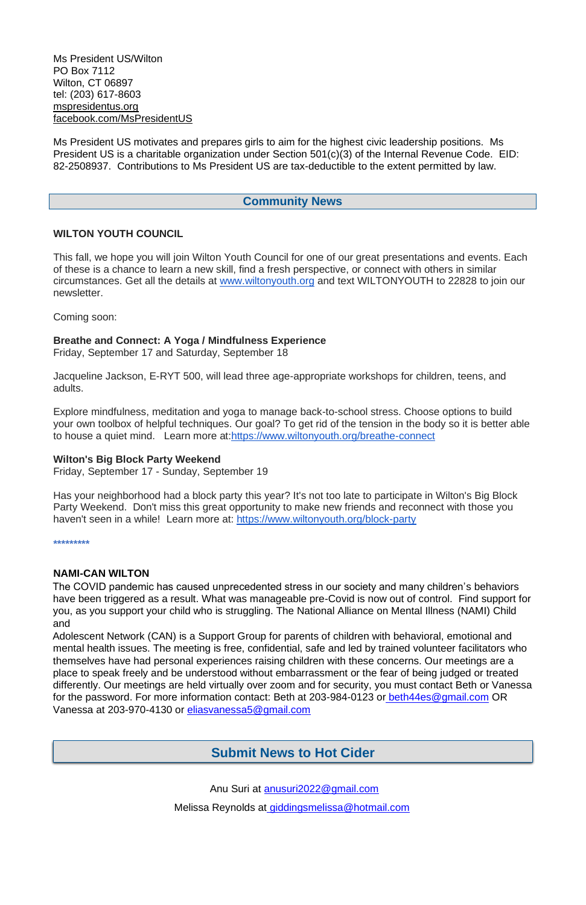Ms President US/Wilton
PO Box 7112
Wilton, CT 06897
tel: (203) 617-8603
mspresidentus.org
facebook.com/MsPresidentUS

Ms President US motivates and prepares girls to aim for the highest civic leadership positions. Ms President US is a charitable organization under Section 501(c)(3) of the Internal Revenue Code. EID: 82-2508937. Contributions to Ms President US are tax-deductible to the extent permitted by law.

## Community News

**WILTON YOUTH COUNCIL**

This fall, we hope you will join Wilton Youth Council for one of our great presentations and events. Each of these is a chance to learn a new skill, find a fresh perspective, or connect with others in similar circumstances. Get all the details at www.wiltonyouth.org and text WILTONYOUTH to 22828 to join our newsletter.

Coming soon:

**Breathe and Connect: A Yoga / Mindfulness Experience**
Friday, September 17 and Saturday, September 18

Jacqueline Jackson, E-RYT 500, will lead three age-appropriate workshops for children, teens, and adults.

Explore mindfulness, meditation and yoga to manage back-to-school stress. Choose options to build your own toolbox of helpful techniques. Our goal? To get rid of the tension in the body so it is better able to house a quiet mind. Learn more at:https://www.wiltonyouth.org/breathe-connect

**Wilton's Big Block Party Weekend**
Friday, September 17 - Sunday, September 19

Has your neighborhood had a block party this year? It's not too late to participate in Wilton's Big Block Party Weekend. Don't miss this great opportunity to make new friends and reconnect with those you haven't seen in a while! Learn more at: https://www.wiltonyouth.org/block-party

*********

**NAMI-CAN WILTON**
The COVID pandemic has caused unprecedented stress in our society and many children's behaviors have been triggered as a result. What was manageable pre-Covid is now out of control. Find support for you, as you support your child who is struggling. The National Alliance on Mental Illness (NAMI) Child and
Adolescent Network (CAN) is a Support Group for parents of children with behavioral, emotional and mental health issues. The meeting is free, confidential, safe and led by trained volunteer facilitators who themselves have had personal experiences raising children with these concerns. Our meetings are a place to speak freely and be understood without embarrassment or the fear of being judged or treated differently. Our meetings are held virtually over zoom and for security, you must contact Beth or Vanessa for the password. For more information contact: Beth at 203-984-0123 or beth44es@gmail.com OR Vanessa at 203-970-4130 or eliasvanessa5@gmail.com

## Submit News to Hot Cider

Anu Suri at anusuri2022@gmail.com

Melissa Reynolds at giddingsmelissa@hotmail.com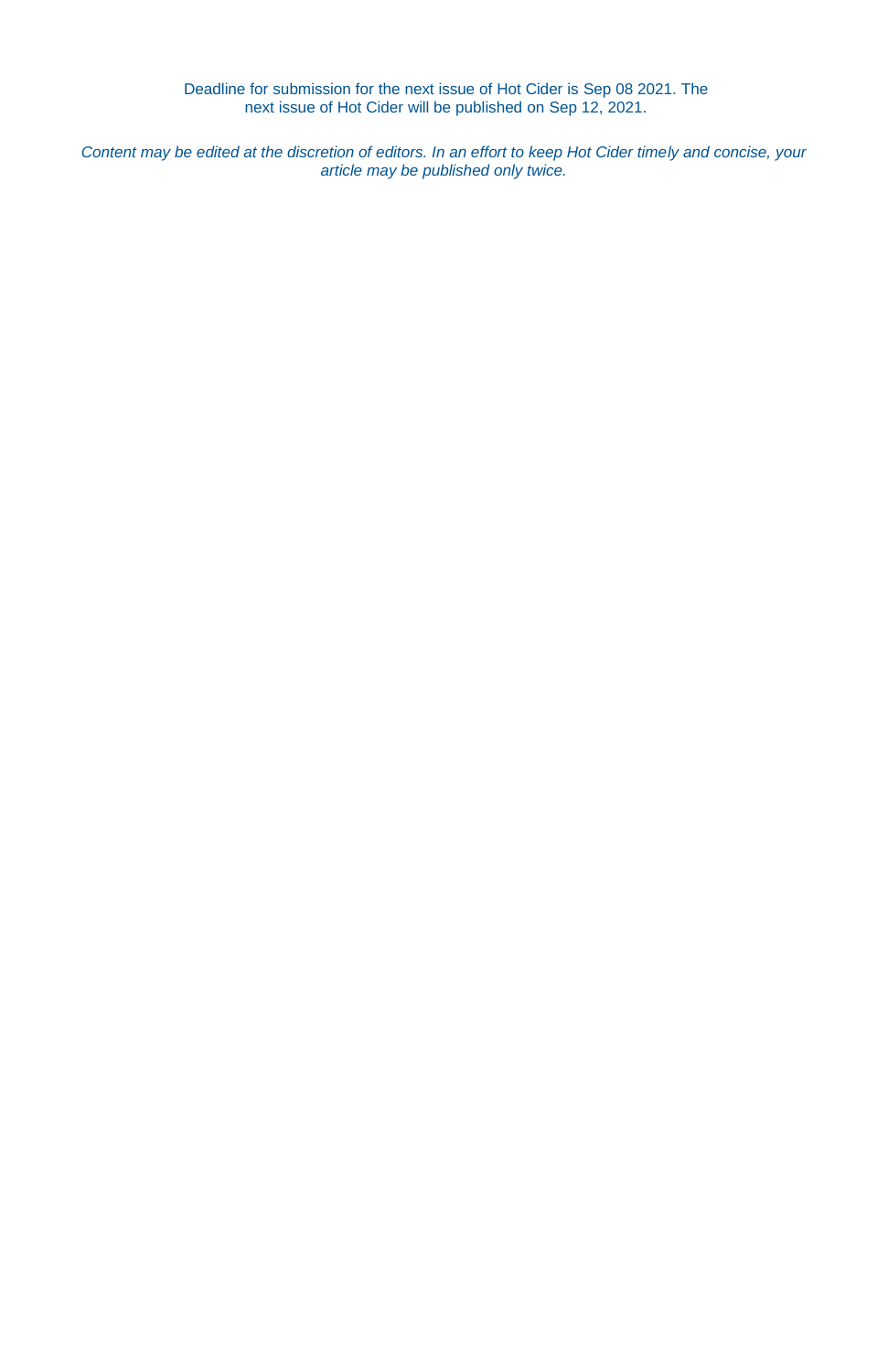Deadline for submission for the next issue of Hot Cider is Sep 08 2021. The next issue of Hot Cider will be published on Sep 12, 2021.

*Content may be edited at the discretion of editors. In an effort to keep Hot Cider timely and concise, your article may be published only twice.*